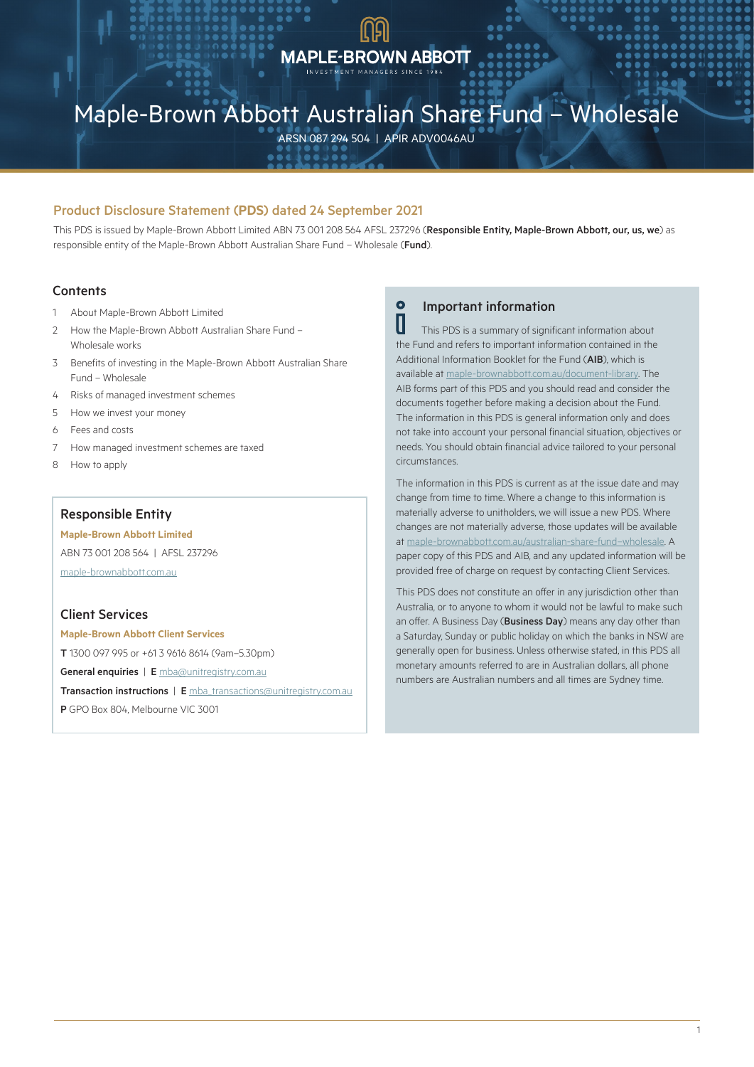MAPLE-BROWN ABBOTT

INVESTMENT MANAGERS SINCE 1984

# Maple-Brown Abbott Australian Share Fund – Wholesale

ARSN 087 294 504 | APIR ADV0046AU

## Product Disclosure Statement (PDS) dated 24 September 2021

This PDS is issued by Maple-Brown Abbott Limited ABN 73 001 208 564 AFSL 237296 (**Responsible Entity, Maple-Brown Abbott, our, us, we**) as responsible entity of the Maple-Brown Abbott Australian Share Fund – Wholesale (**Fund**).

### Contents

1. About Maple-Brown Abbott Limited
2. How the Maple-Brown Abbott Australian Share Fund – Wholesale works
3. Benefits of investing in the Maple-Brown Abbott Australian Share Fund – Wholesale
4. Risks of managed investment schemes
5. How we invest your money
6. Fees and costs
7. How managed investment schemes are taxed
8. How to apply

### Responsible Entity

**Maple-Brown Abbott Limited**

ABN 73 001 208 564 | AFSL 237296

maple-brownabbott.com.au

### Client Services

**Maple-Brown Abbott Client Services**

**T** 1300 097 995 or +61 3 9616 8614 (9am–5.30pm)

**General enquiries** | **E** mba@unitregistry.com.au

**Transaction instructions** | **E** mba_transactions@unitregistry.com.au

**P** GPO Box 804, Melbourne VIC 3001

### Important information

This PDS is a summary of significant information about the Fund and refers to important information contained in the Additional Information Booklet for the Fund (**AIB**), which is available at maple-brownabbott.com.au/document-library. The AIB forms part of this PDS and you should read and consider the documents together before making a decision about the Fund. The information in this PDS is general information only and does not take into account your personal financial situation, objectives or needs. You should obtain financial advice tailored to your personal circumstances.

The information in this PDS is current as at the issue date and may change from time to time. Where a change to this information is materially adverse to unitholders, we will issue a new PDS. Where changes are not materially adverse, those updates will be available at maple-brownabbott.com.au/australian-share-fund-wholesale. A paper copy of this PDS and AIB, and any updated information will be provided free of charge on request by contacting Client Services.

This PDS does not constitute an offer in any jurisdiction other than Australia, or to anyone to whom it would not be lawful to make such an offer. A Business Day (**Business Day**) means any day other than a Saturday, Sunday or public holiday on which the banks in NSW are generally open for business. Unless otherwise stated, in this PDS all monetary amounts referred to are in Australian dollars, all phone numbers are Australian numbers and all times are Sydney time.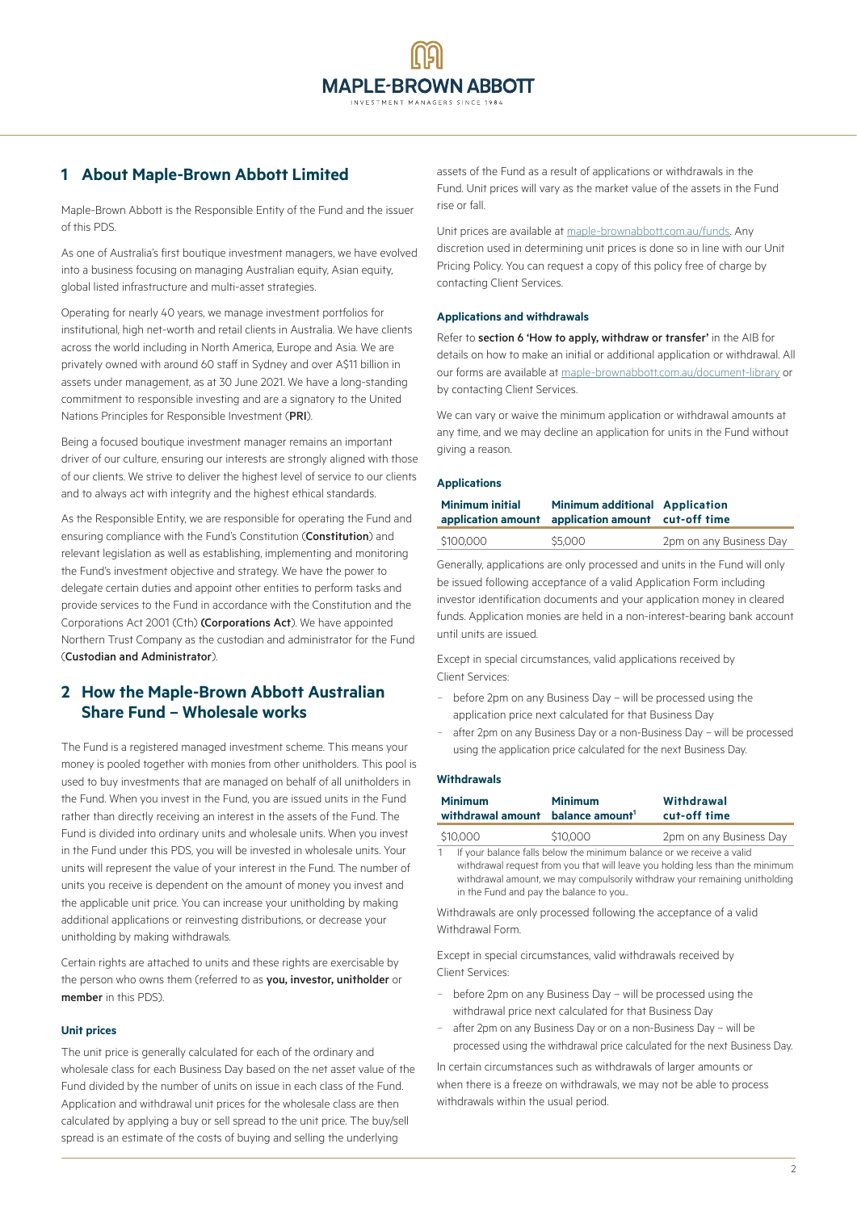## 1 About Maple-Brown Abbott Limited

Maple-Brown Abbott is the Responsible Entity of the Fund and the issuer of this PDS.

As one of Australia's first boutique investment managers, we have evolved into a business focusing on managing Australian equity, Asian equity, global listed infrastructure and multi-asset strategies.

Operating for nearly 40 years, we manage investment portfolios for institutional, high net-worth and retail clients in Australia. We have clients across the world including in North America, Europe and Asia. We are privately owned with around 60 staff in Sydney and over A$11 billion in assets under management, as at 30 June 2021. We have a long-standing commitment to responsible investing and are a signatory to the United Nations Principles for Responsible Investment (**PRI**).

Being a focused boutique investment manager remains an important driver of our culture, ensuring our interests are strongly aligned with those of our clients. We strive to deliver the highest level of service to our clients and to always act with integrity and the highest ethical standards.

As the Responsible Entity, we are responsible for operating the Fund and ensuring compliance with the Fund's Constitution (**Constitution**) and relevant legislation as well as establishing, implementing and monitoring the Fund's investment objective and strategy. We have the power to delegate certain duties and appoint other entities to perform tasks and provide services to the Fund in accordance with the Constitution and the Corporations Act 2001 (Cth) (**Corporations Act**). We have appointed Northern Trust Company as the custodian and administrator for the Fund (**Custodian and Administrator**).

## 2 How the Maple-Brown Abbott Australian Share Fund – Wholesale works

The Fund is a registered managed investment scheme. This means your money is pooled together with monies from other unitholders. This pool is used to buy investments that are managed on behalf of all unitholders in the Fund. When you invest in the Fund, you are issued units in the Fund rather than directly receiving an interest in the assets of the Fund. The Fund is divided into ordinary units and wholesale units. When you invest in the Fund under this PDS, you will be invested in wholesale units. Your units will represent the value of your interest in the Fund. The number of units you receive is dependent on the amount of money you invest and the applicable unit price. You can increase your unitholding by making additional applications or reinvesting distributions, or decrease your unitholding by making withdrawals.

Certain rights are attached to units and these rights are exercisable by the person who owns them (referred to as **you, investor, unitholder** or **member** in this PDS).

### Unit prices

The unit price is generally calculated for each of the ordinary and wholesale class for each Business Day based on the net asset value of the Fund divided by the number of units on issue in each class of the Fund. Application and withdrawal unit prices for the wholesale class are then calculated by applying a buy or sell spread to the unit price. The buy/sell spread is an estimate of the costs of buying and selling the underlying assets of the Fund as a result of applications or withdrawals in the Fund. Unit prices will vary as the market value of the assets in the Fund rise or fall.

Unit prices are available at maple-brownabbott.com.au/funds. Any discretion used in determining unit prices is done so in line with our Unit Pricing Policy. You can request a copy of this policy free of charge by contacting Client Services.

### Applications and withdrawals

Refer to **section 6 'How to apply, withdraw or transfer'** in the AIB for details on how to make an initial or additional application or withdrawal. All our forms are available at maple-brownabbott.com.au/document-library or by contacting Client Services.

We can vary or waive the minimum application or withdrawal amounts at any time, and we may decline an application for units in the Fund without giving a reason.

### Applications

| Minimum initial application amount | Minimum additional application amount | Application cut-off time |
|---|---|---|
| $100,000 | $5,000 | 2pm on any Business Day |

Generally, applications are only processed and units in the Fund will only be issued following acceptance of a valid Application Form including investor identification documents and your application money in cleared funds. Application monies are held in a non-interest-bearing bank account until units are issued.

Except in special circumstances, valid applications received by Client Services:

- before 2pm on any Business Day – will be processed using the application price next calculated for that Business Day
- after 2pm on any Business Day or a non-Business Day – will be processed using the application price calculated for the next Business Day.

### Withdrawals

| Minimum withdrawal amount | Minimum balance amount[1] | Withdrawal cut-off time |
|---|---|---|
| $10,000 | $10,000 | 2pm on any Business Day |

1 If your balance falls below the minimum balance or we receive a valid withdrawal request from you that will leave you holding less than the minimum withdrawal amount, we may compulsorily withdraw your remaining unitholding in the Fund and pay the balance to you.

Withdrawals are only processed following the acceptance of a valid Withdrawal Form.

Except in special circumstances, valid withdrawals received by Client Services:

- before 2pm on any Business Day – will be processed using the withdrawal price next calculated for that Business Day
- after 2pm on any Business Day or on a non-Business Day – will be processed using the withdrawal price calculated for the next Business Day.

In certain circumstances such as withdrawals of larger amounts or when there is a freeze on withdrawals, we may not be able to process withdrawals within the usual period.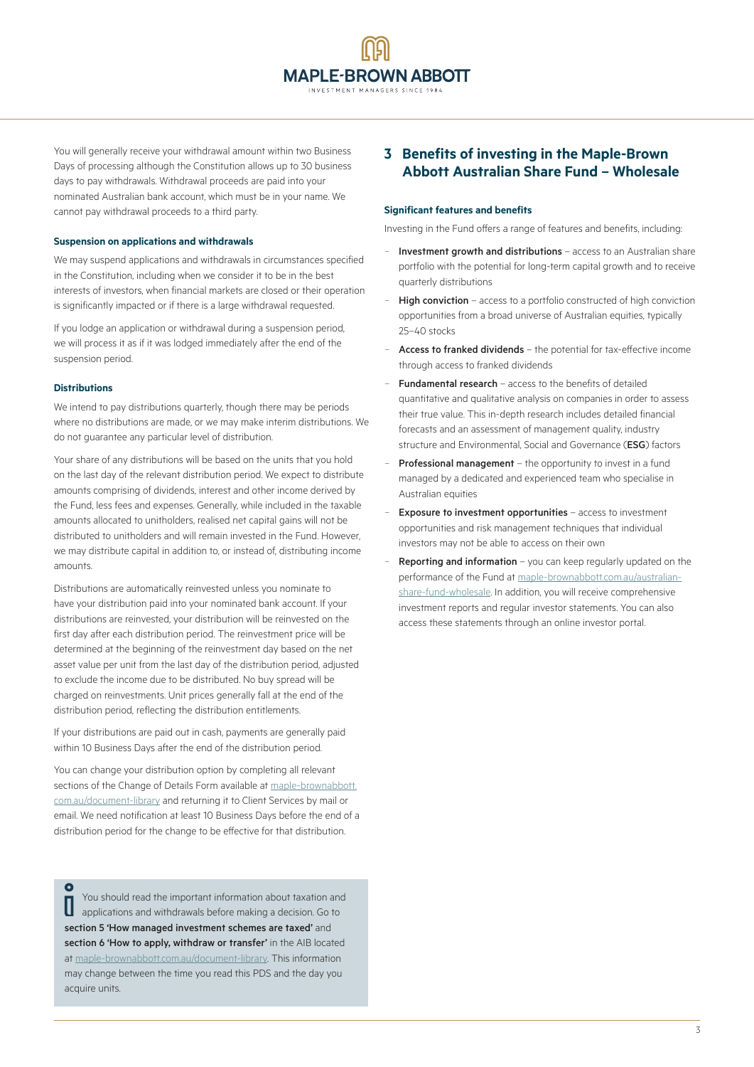You will generally receive your withdrawal amount within two Business Days of processing although the Constitution allows up to 30 business days to pay withdrawals. Withdrawal proceeds are paid into your nominated Australian bank account, which must be in your name. We cannot pay withdrawal proceeds to a third party.

#### Suspension on applications and withdrawals

We may suspend applications and withdrawals in circumstances specified in the Constitution, including when we consider it to be in the best interests of investors, when financial markets are closed or their operation is significantly impacted or if there is a large withdrawal requested.

If you lodge an application or withdrawal during a suspension period, we will process it as if it was lodged immediately after the end of the suspension period.

#### Distributions

We intend to pay distributions quarterly, though there may be periods where no distributions are made, or we may make interim distributions. We do not guarantee any particular level of distribution.

Your share of any distributions will be based on the units that you hold on the last day of the relevant distribution period. We expect to distribute amounts comprising of dividends, interest and other income derived by the Fund, less fees and expenses. Generally, while included in the taxable amounts allocated to unitholders, realised net capital gains will not be distributed to unitholders and will remain invested in the Fund. However, we may distribute capital in addition to, or instead of, distributing income amounts.

Distributions are automatically reinvested unless you nominate to have your distribution paid into your nominated bank account. If your distributions are reinvested, your distribution will be reinvested on the first day after each distribution period. The reinvestment price will be determined at the beginning of the reinvestment day based on the net asset value per unit from the last day of the distribution period, adjusted to exclude the income due to be distributed. No buy spread will be charged on reinvestments. Unit prices generally fall at the end of the distribution period, reflecting the distribution entitlements.

If your distributions are paid out in cash, payments are generally paid within 10 Business Days after the end of the distribution period.

You can change your distribution option by completing all relevant sections of the Change of Details Form available at maple-brownabbott.com.au/document-library and returning it to Client Services by mail or email. We need notification at least 10 Business Days before the end of a distribution period for the change to be effective for that distribution.

> You should read the important information about taxation and applications and withdrawals before making a decision. Go to **section 5 'How managed investment schemes are taxed'** and **section 6 'How to apply, withdraw or transfer'** in the AIB located at maple-brownabbott.com.au/document-library. This information may change between the time you read this PDS and the day you acquire units.

## 3 Benefits of investing in the Maple-Brown Abbott Australian Share Fund – Wholesale

#### Significant features and benefits

Investing in the Fund offers a range of features and benefits, including:

- **Investment growth and distributions** – access to an Australian share portfolio with the potential for long-term capital growth and to receive quarterly distributions
- **High conviction** – access to a portfolio constructed of high conviction opportunities from a broad universe of Australian equities, typically 25–40 stocks
- **Access to franked dividends** – the potential for tax-effective income through access to franked dividends
- **Fundamental research** – access to the benefits of detailed quantitative and qualitative analysis on companies in order to assess their true value. This in-depth research includes detailed financial forecasts and an assessment of management quality, industry structure and Environmental, Social and Governance (**ESG**) factors
- **Professional management** – the opportunity to invest in a fund managed by a dedicated and experienced team who specialise in Australian equities
- **Exposure to investment opportunities** – access to investment opportunities and risk management techniques that individual investors may not be able to access on their own
- **Reporting and information** – you can keep regularly updated on the performance of the Fund at maple-brownabbott.com.au/australian-share-fund-wholesale. In addition, you will receive comprehensive investment reports and regular investor statements. You can also access these statements through an online investor portal.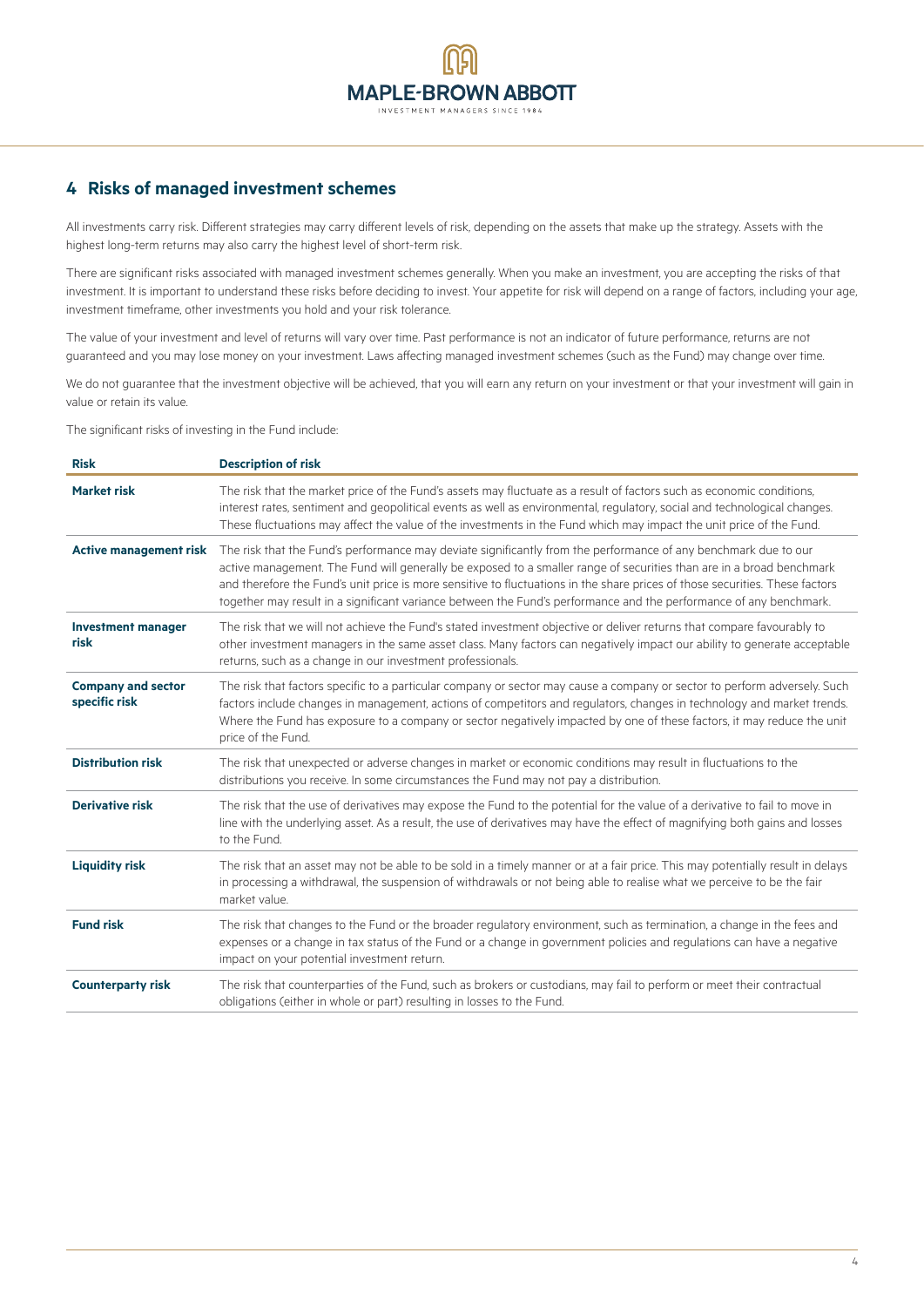## 4 Risks of managed investment schemes

All investments carry risk. Different strategies may carry different levels of risk, depending on the assets that make up the strategy. Assets with the highest long-term returns may also carry the highest level of short-term risk.

There are significant risks associated with managed investment schemes generally. When you make an investment, you are accepting the risks of that investment. It is important to understand these risks before deciding to invest. Your appetite for risk will depend on a range of factors, including your age, investment timeframe, other investments you hold and your risk tolerance.

The value of your investment and level of returns will vary over time. Past performance is not an indicator of future performance, returns are not guaranteed and you may lose money on your investment. Laws affecting managed investment schemes (such as the Fund) may change over time.

We do not guarantee that the investment objective will be achieved, that you will earn any return on your investment or that your investment will gain in value or retain its value.

The significant risks of investing in the Fund include:

| Risk | Description of risk |
|---|---|
| **Market risk** | The risk that the market price of the Fund's assets may fluctuate as a result of factors such as economic conditions, interest rates, sentiment and geopolitical events as well as environmental, regulatory, social and technological changes. These fluctuations may affect the value of the investments in the Fund which may impact the unit price of the Fund. |
| **Active management risk** | The risk that the Fund's performance may deviate significantly from the performance of any benchmark due to our active management. The Fund will generally be exposed to a smaller range of securities than are in a broad benchmark and therefore the Fund's unit price is more sensitive to fluctuations in the share prices of those securities. These factors together may result in a significant variance between the Fund's performance and the performance of any benchmark. |
| **Investment manager risk** | The risk that we will not achieve the Fund's stated investment objective or deliver returns that compare favourably to other investment managers in the same asset class. Many factors can negatively impact our ability to generate acceptable returns, such as a change in our investment professionals. |
| **Company and sector specific risk** | The risk that factors specific to a particular company or sector may cause a company or sector to perform adversely. Such factors include changes in management, actions of competitors and regulators, changes in technology and market trends. Where the Fund has exposure to a company or sector negatively impacted by one of these factors, it may reduce the unit price of the Fund. |
| **Distribution risk** | The risk that unexpected or adverse changes in market or economic conditions may result in fluctuations to the distributions you receive. In some circumstances the Fund may not pay a distribution. |
| **Derivative risk** | The risk that the use of derivatives may expose the Fund to the potential for the value of a derivative to fail to move in line with the underlying asset. As a result, the use of derivatives may have the effect of magnifying both gains and losses to the Fund. |
| **Liquidity risk** | The risk that an asset may not be able to be sold in a timely manner or at a fair price. This may potentially result in delays in processing a withdrawal, the suspension of withdrawals or not being able to realise what we perceive to be the fair market value. |
| **Fund risk** | The risk that changes to the Fund or the broader regulatory environment, such as termination, a change in the fees and expenses or a change in tax status of the Fund or a change in government policies and regulations can have a negative impact on your potential investment return. |
| **Counterparty risk** | The risk that counterparties of the Fund, such as brokers or custodians, may fail to perform or meet their contractual obligations (either in whole or part) resulting in losses to the Fund. |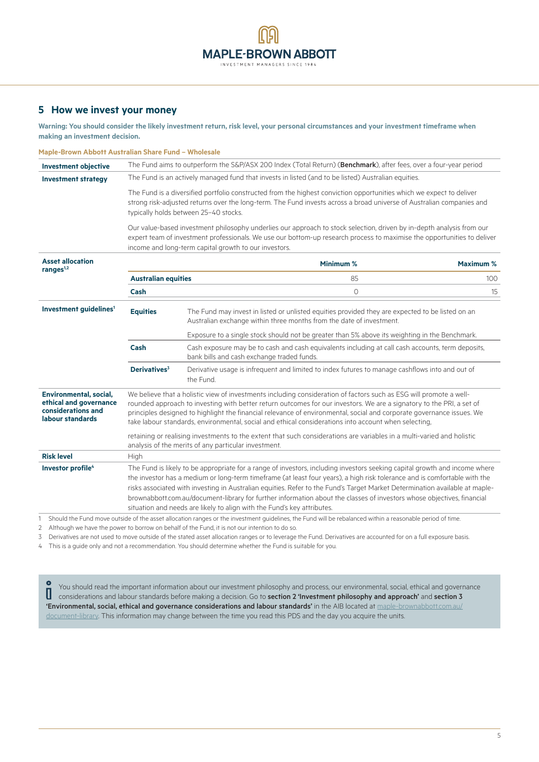## 5 How we invest your money

**Warning: You should consider the likely investment return, risk level, your personal circumstances and your investment timeframe when making an investment decision.**

**Maple-Brown Abbott Australian Share Fund – Wholesale**

| | | | |
|---|---|---|---|
| **Investment objective** | The Fund aims to outperform the S&P/ASX 200 Index (Total Return) (**Benchmark**), after fees, over a four-year period | | |
| **Investment strategy** | The Fund is an actively managed fund that invests in listed (and to be listed) Australian equities.<br><br>The Fund is a diversified portfolio constructed from the highest conviction opportunities which we expect to deliver strong risk-adjusted returns over the long-term. The Fund invests across a broad universe of Australian companies and typically holds between 25–40 stocks.<br><br>Our value-based investment philosophy underlies our approach to stock selection, driven by in-depth analysis from our expert team of investment professionals. We use our bottom-up research process to maximise the opportunities to deliver income and long-term capital growth to our investors. | | |
| **Asset allocation ranges**[1,2] | | **Minimum %** | **Maximum %** |
| | **Australian equities** | 85 | 100 |
| | **Cash** | 0 | 15 |
| **Investment guidelines**[1] | **Equities** | The Fund may invest in listed or unlisted equities provided they are expected to be listed on an Australian exchange within three months from the date of investment.<br><br>Exposure to a single stock should not be greater than 5% above its weighting in the Benchmark. | |
| | **Cash** | Cash exposure may be to cash and cash equivalents including at call cash accounts, term deposits, bank bills and cash exchange traded funds. | |
| | **Derivatives**[3] | Derivative usage is infrequent and limited to index futures to manage cashflows into and out of the Fund. | |
| **Environmental, social, ethical and governance considerations and labour standards** | We believe that a holistic view of investments including consideration of factors such as ESG will promote a well-rounded approach to investing with better return outcomes for our investors. We are a signatory to the PRI, a set of principles designed to highlight the financial relevance of environmental, social and corporate governance issues. We take labour standards, environmental, social and ethical considerations into account when selecting, retaining or realising investments to the extent that such considerations are variables in a multi-varied and holistic analysis of the merits of any particular investment. | | |
| **Risk level** | High | | |
| **Investor profile**[4] | The Fund is likely to be appropriate for a range of investors, including investors seeking capital growth and income where the investor has a medium or long-term timeframe (at least four years), a high risk tolerance and is comfortable with the risks associated with investing in Australian equities. Refer to the Fund's Target Market Determination available at maple-brownabbott.com.au/document-library for further information about the classes of investors whose objectives, financial situation and needs are likely to align with the Fund's key attributes. | | |

1 Should the Fund move outside of the asset allocation ranges or the investment guidelines, the Fund will be rebalanced within a reasonable period of time.
2 Although we have the power to borrow on behalf of the Fund, it is not our intention to do so.
3 Derivatives are not used to move outside of the stated asset allocation ranges or to leverage the Fund. Derivatives are accounted for on a full exposure basis.
4 This is a guide only and not a recommendation. You should determine whether the Fund is suitable for you.

You should read the important information about our investment philosophy and process, our environmental, social, ethical and governance considerations and labour standards before making a decision. Go to **section 2 'Investment philosophy and approach'** and **section 3 'Environmental, social, ethical and governance considerations and labour standards'** in the AIB located at maple-brownabbott.com.au/document-library. This information may change between the time you read this PDS and the day you acquire the units.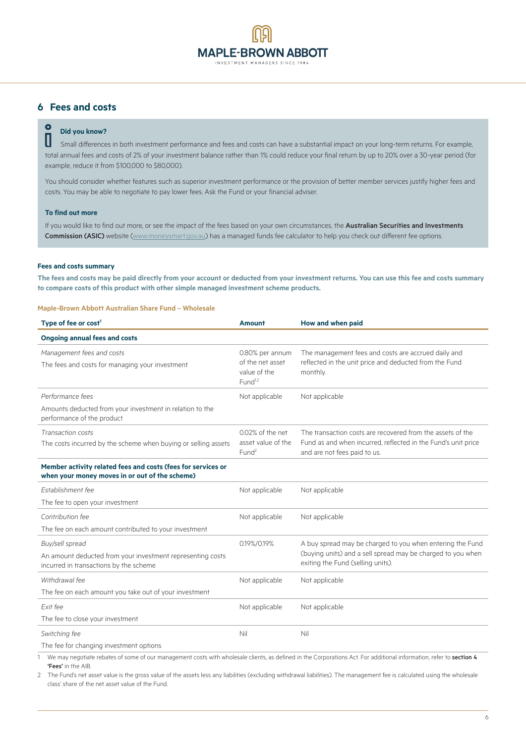## 6 Fees and costs

**Did you know?**

Small differences in both investment performance and fees and costs can have a substantial impact on your long-term returns. For example, total annual fees and costs of 2% of your investment balance rather than 1% could reduce your final return by up to 20% over a 30-year period (for example, reduce it from $100,000 to $80,000).

You should consider whether features such as superior investment performance or the provision of better member services justify higher fees and costs. You may be able to negotiate to pay lower fees. Ask the Fund or your financial adviser.

**To find out more**

If you would like to find out more, or see the impact of the fees based on your own circumstances, the **Australian Securities and Investments Commission (ASIC)** website (www.moneysmart.gov.au) has a managed funds fee calculator to help you check out different fee options.

**Fees and costs summary**

**The fees and costs may be paid directly from your account or deducted from your investment returns. You can use this fee and costs summary to compare costs of this product with other simple managed investment scheme products.**

**Maple-Brown Abbott Australian Share Fund – Wholesale**

| Type of fee or cost[1] | Amount | How and when paid |
|---|---|---|
| **Ongoing annual fees and costs** | | |
| *Management fees and costs*<br>The fees and costs for managing your investment | 0.80% per annum of the net asset value of the Fund[1,2] | The management fees and costs are accrued daily and reflected in the unit price and deducted from the Fund monthly. |
| *Performance fees*<br>Amounts deducted from your investment in relation to the performance of the product | Not applicable | Not applicable |
| *Transaction costs*<br>The costs incurred by the scheme when buying or selling assets | 0.02% of the net asset value of the Fund[2] | The transaction costs are recovered from the assets of the Fund as and when incurred, reflected in the Fund's unit price and are not fees paid to us. |
| **Member activity related fees and costs (fees for services or when your money moves in or out of the scheme)** | | |
| *Establishment fee*<br>The fee to open your investment | Not applicable | Not applicable |
| *Contribution fee*<br>The fee on each amount contributed to your investment | Not applicable | Not applicable |
| *Buy/sell spread*<br>An amount deducted from your investment representing costs incurred in transactions by the scheme | 0.19%/0.19% | A buy spread may be charged to you when entering the Fund (buying units) and a sell spread may be charged to you when exiting the Fund (selling units). |
| *Withdrawal fee*<br>The fee on each amount you take out of your investment | Not applicable | Not applicable |
| *Exit fee*<br>The fee to close your investment | Not applicable | Not applicable |
| *Switching fee*<br>The fee for changing investment options | Nil | Nil |

1 We may negotiate rebates of some of our management costs with wholesale clients, as defined in the Corporations Act. For additional information, refer to **section 4 'Fees'** in the AIB.

2 The Fund's net asset value is the gross value of the assets less any liabilities (excluding withdrawal liabilities). The management fee is calculated using the wholesale class' share of the net asset value of the Fund.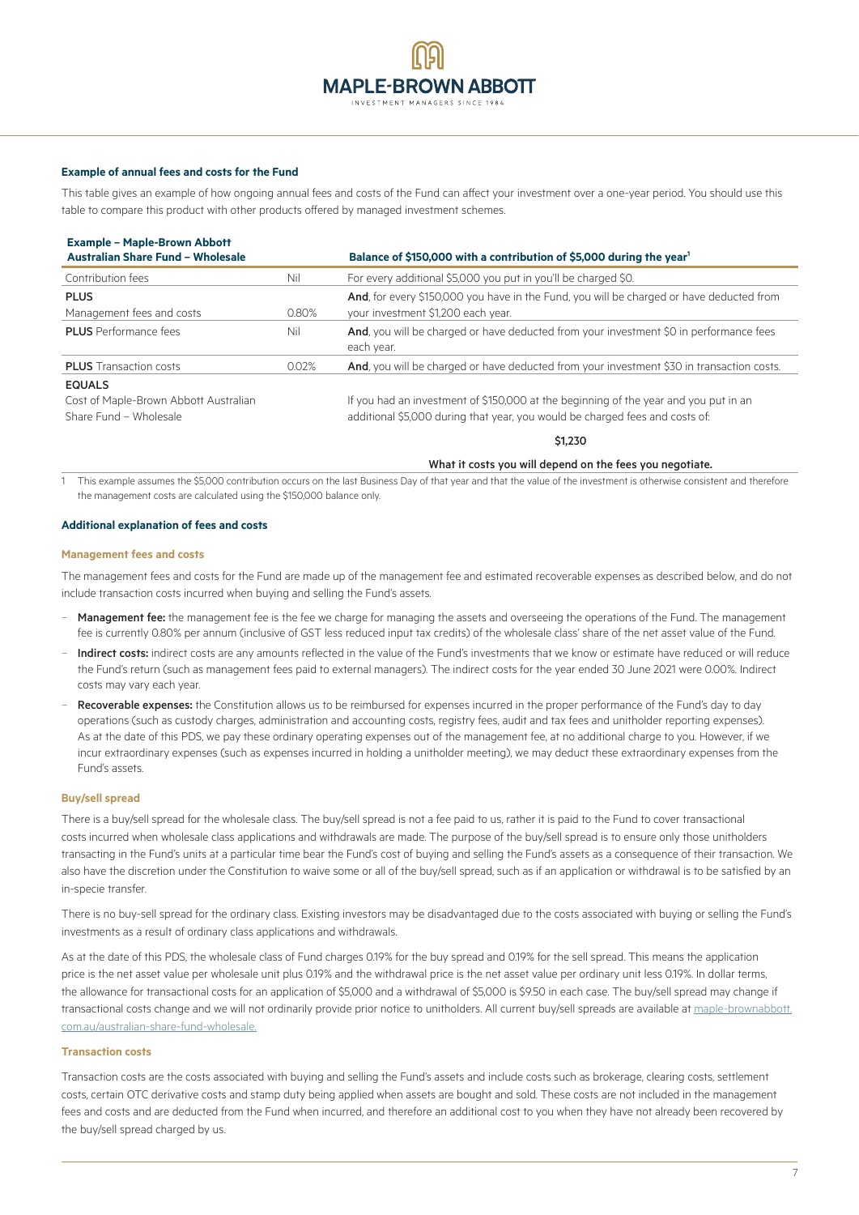#### Example of annual fees and costs for the Fund

This table gives an example of how ongoing annual fees and costs of the Fund can affect your investment over a one-year period. You should use this table to compare this product with other products offered by managed investment schemes.

| Example – Maple-Brown Abbott Australian Share Fund – Wholesale | | Balance of $150,000 with a contribution of $5,000 during the year[1] |
|---|---|---|
| Contribution fees | Nil | For every additional $5,000 you put in you'll be charged $0. |
| **PLUS** Management fees and costs | 0.80% | **And**, for every $150,000 you have in the Fund, you will be charged or have deducted from your investment $1,200 each year. |
| **PLUS** Performance fees | Nil | **And**, you will be charged or have deducted from your investment $0 in performance fees each year. |
| **PLUS** Transaction costs | 0.02% | **And**, you will be charged or have deducted from your investment $30 in transaction costs. |
| **EQUALS** Cost of Maple-Brown Abbott Australian Share Fund – Wholesale | | If you had an investment of $150,000 at the beginning of the year and you put in an additional $5,000 during that year, you would be charged fees and costs of: **$1,230** **What it costs you will depend on the fees you negotiate.** |

1 This example assumes the $5,000 contribution occurs on the last Business Day of that year and that the value of the investment is otherwise consistent and therefore the management costs are calculated using the $150,000 balance only.

#### Additional explanation of fees and costs

##### Management fees and costs

The management fees and costs for the Fund are made up of the management fee and estimated recoverable expenses as described below, and do not include transaction costs incurred when buying and selling the Fund's assets.

- **Management fee:** the management fee is the fee we charge for managing the assets and overseeing the operations of the Fund. The management fee is currently 0.80% per annum (inclusive of GST less reduced input tax credits) of the wholesale class' share of the net asset value of the Fund.
- **Indirect costs:** indirect costs are any amounts reflected in the value of the Fund's investments that we know or estimate have reduced or will reduce the Fund's return (such as management fees paid to external managers). The indirect costs for the year ended 30 June 2021 were 0.00%. Indirect costs may vary each year.
- **Recoverable expenses:** the Constitution allows us to be reimbursed for expenses incurred in the proper performance of the Fund's day to day operations (such as custody charges, administration and accounting costs, registry fees, audit and tax fees and unitholder reporting expenses). As at the date of this PDS, we pay these ordinary operating expenses out of the management fee, at no additional charge to you. However, if we incur extraordinary expenses (such as expenses incurred in holding a unitholder meeting), we may deduct these extraordinary expenses from the Fund's assets.

##### Buy/sell spread

There is a buy/sell spread for the wholesale class. The buy/sell spread is not a fee paid to us, rather it is paid to the Fund to cover transactional costs incurred when wholesale class applications and withdrawals are made. The purpose of the buy/sell spread is to ensure only those unitholders transacting in the Fund's units at a particular time bear the Fund's cost of buying and selling the Fund's assets as a consequence of their transaction. We also have the discretion under the Constitution to waive some or all of the buy/sell spread, such as if an application or withdrawal is to be satisfied by an in-specie transfer.

There is no buy-sell spread for the ordinary class. Existing investors may be disadvantaged due to the costs associated with buying or selling the Fund's investments as a result of ordinary class applications and withdrawals.

As at the date of this PDS, the wholesale class of Fund charges 0.19% for the buy spread and 0.19% for the sell spread. This means the application price is the net asset value per wholesale unit plus 0.19% and the withdrawal price is the net asset value per ordinary unit less 0.19%. In dollar terms, the allowance for transactional costs for an application of $5,000 and a withdrawal of $5,000 is $9.50 in each case. The buy/sell spread may change if transactional costs change and we will not ordinarily provide prior notice to unitholders. All current buy/sell spreads are available at maple-brownabbott.com.au/australian-share-fund-wholesale.

##### Transaction costs

Transaction costs are the costs associated with buying and selling the Fund's assets and include costs such as brokerage, clearing costs, settlement costs, certain OTC derivative costs and stamp duty being applied when assets are bought and sold. These costs are not included in the management fees and costs and are deducted from the Fund when incurred, and therefore an additional cost to you when they have not already been recovered by the buy/sell spread charged by us.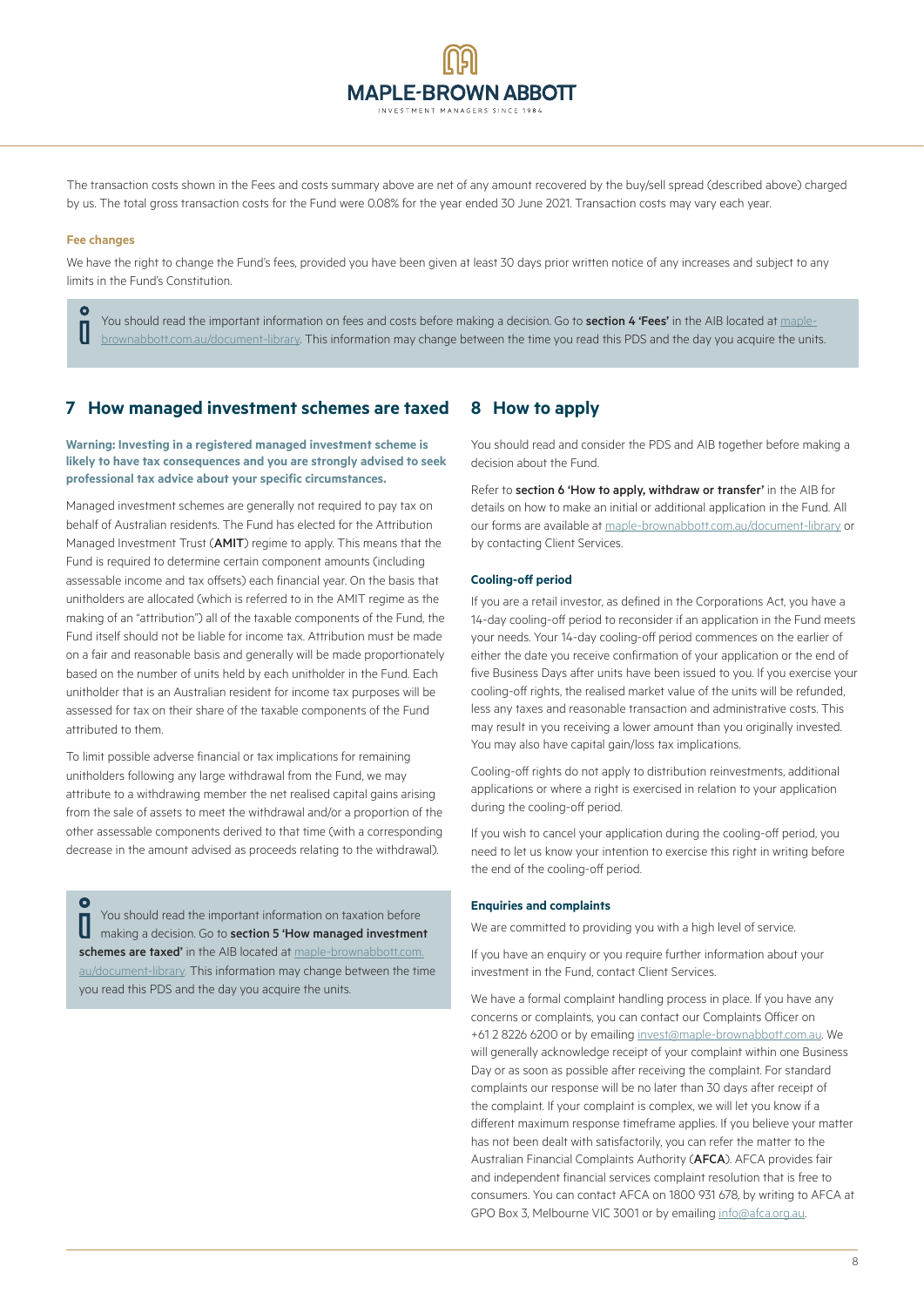The transaction costs shown in the Fees and costs summary above are net of any amount recovered by the buy/sell spread (described above) charged by us. The total gross transaction costs for the Fund were 0.08% for the year ended 30 June 2021. Transaction costs may vary each year.

### Fee changes

We have the right to change the Fund's fees, provided you have been given at least 30 days prior written notice of any increases and subject to any limits in the Fund's Constitution.

> You should read the important information on fees and costs before making a decision. Go to **section 4 'Fees'** in the AIB located at maple-brownabbott.com.au/document-library. This information may change between the time you read this PDS and the day you acquire the units.

## 7 How managed investment schemes are taxed

**Warning: Investing in a registered managed investment scheme is likely to have tax consequences and you are strongly advised to seek professional tax advice about your specific circumstances.**

Managed investment schemes are generally not required to pay tax on behalf of Australian residents. The Fund has elected for the Attribution Managed Investment Trust (**AMIT**) regime to apply. This means that the Fund is required to determine certain component amounts (including assessable income and tax offsets) each financial year. On the basis that unitholders are allocated (which is referred to in the AMIT regime as the making of an "attribution") all of the taxable components of the Fund, the Fund itself should not be liable for income tax. Attribution must be made on a fair and reasonable basis and generally will be made proportionately based on the number of units held by each unitholder in the Fund. Each unitholder that is an Australian resident for income tax purposes will be assessed for tax on their share of the taxable components of the Fund attributed to them.

To limit possible adverse financial or tax implications for remaining unitholders following any large withdrawal from the Fund, we may attribute to a withdrawing member the net realised capital gains arising from the sale of assets to meet the withdrawal and/or a proportion of the other assessable components derived to that time (with a corresponding decrease in the amount advised as proceeds relating to the withdrawal).

> You should read the important information on taxation before making a decision. Go to **section 5 'How managed investment schemes are taxed'** in the AIB located at maple-brownabbott.com.au/document-library. This information may change between the time you read this PDS and the day you acquire the units.

## 8 How to apply

You should read and consider the PDS and AIB together before making a decision about the Fund.

Refer to **section 6 'How to apply, withdraw or transfer'** in the AIB for details on how to make an initial or additional application in the Fund. All our forms are available at maple-brownabbott.com.au/document-library or by contacting Client Services.

### Cooling-off period

If you are a retail investor, as defined in the Corporations Act, you have a 14-day cooling-off period to reconsider if an application in the Fund meets your needs. Your 14-day cooling-off period commences on the earlier of either the date you receive confirmation of your application or the end of five Business Days after units have been issued to you. If you exercise your cooling-off rights, the realised market value of the units will be refunded, less any taxes and reasonable transaction and administrative costs. This may result in you receiving a lower amount than you originally invested. You may also have capital gain/loss tax implications.

Cooling-off rights do not apply to distribution reinvestments, additional applications or where a right is exercised in relation to your application during the cooling-off period.

If you wish to cancel your application during the cooling-off period, you need to let us know your intention to exercise this right in writing before the end of the cooling-off period.

### Enquiries and complaints

We are committed to providing you with a high level of service.

If you have an enquiry or you require further information about your investment in the Fund, contact Client Services.

We have a formal complaint handling process in place. If you have any concerns or complaints, you can contact our Complaints Officer on +61 2 8226 6200 or by emailing invest@maple-brownabbott.com.au. We will generally acknowledge receipt of your complaint within one Business Day or as soon as possible after receiving the complaint. For standard complaints our response will be no later than 30 days after receipt of the complaint. If your complaint is complex, we will let you know if a different maximum response timeframe applies. If you believe your matter has not been dealt with satisfactorily, you can refer the matter to the Australian Financial Complaints Authority (**AFCA**). AFCA provides fair and independent financial services complaint resolution that is free to consumers. You can contact AFCA on 1800 931 678, by writing to AFCA at GPO Box 3, Melbourne VIC 3001 or by emailing info@afca.org.au.